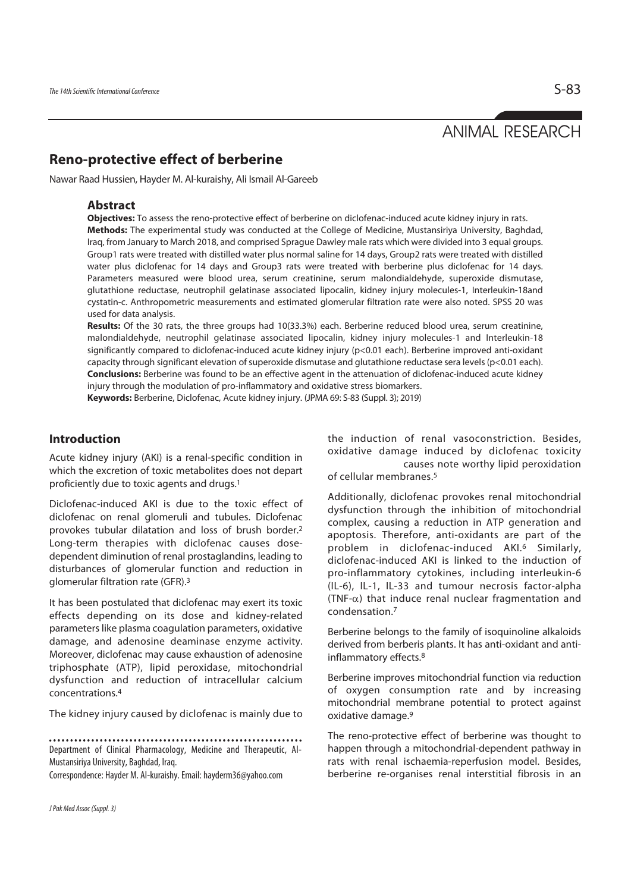ANIMAL RESEARCH

# Reno-protective effect of berberine

Nawar Raad Hussien, Hayder M. Al-kuraishy, Ali Ismail Al-Gareeb

## Abstract

**Objectives:** To assess the reno-protective effect of berberine on diclofenac-induced acute kidney injury in rats.

**Methods:** The experimental study was conducted at the College of Medicine, Mustansiriya University, Baghdad, Iraq, from January to March 2018, and comprised Sprague Dawley male rats which were divided into 3 equal groups. Group1 rats were treated with distilled water plus normal saline for 14 days, Group2 rats were treated with distilled water plus diclofenac for 14 days and Group3 rats were treated with berberine plus diclofenac for 14 days. Parameters measured were blood urea, serum creatinine, serum malondialdehyde, superoxide dismutase, glutathione reductase, neutrophil gelatinase associated lipocalin, kidney injury molecules-1, Interleukin-18and cystatin-c. Anthropometric measurements and estimated glomerular filtration rate were also noted. SPSS 20 was used for data analysis.

**Results:** Of the 30 rats, the three groups had 10(33.3%) each. Berberine reduced blood urea, serum creatinine, malondialdehyde, neutrophil gelatinase associated lipocalin, kidney injury molecules-1 and Interleukin-18 significantly compared to diclofenac-induced acute kidney injury ($p<0.01$ each). Berberine improved anti-oxidant capacity through significant elevation of superoxide dismutase and glutathione reductase sera levels ($p<0.01$ each).

**Conclusions:** Berberine was found to be an effective agent in the attenuation of diclofenac-induced acute kidney injury through the modulation of pro-inflammatory and oxidative stress biomarkers.

**Keywords:** Berberine, Diclofenac, Acute kidney injury. (JPMA 69: S-83 (Suppl. 3); 2019)

## Introduction

Acute kidney injury (AKI) is a renal-specific condition in which the excretion of toxic metabolites does not depart proficiently due to toxic agents and drugs.[1]

Diclofenac-induced AKI is due to the toxic effect of diclofenac on renal glomeruli and tubules. Diclofenac provokes tubular dilatation and loss of brush border.[2] Long-term therapies with diclofenac causes dose-dependent diminution of renal prostaglandins, leading to disturbances of glomerular function and reduction in glomerular filtration rate (GFR).[3]

It has been postulated that diclofenac may exert its toxic effects depending on its dose and kidney-related parameters like plasma coagulation parameters, oxidative damage, and adenosine deaminase enzyme activity. Moreover, diclofenac may cause exhaustion of adenosine triphosphate (ATP), lipid peroxidase, mitochondrial dysfunction and reduction of intracellular calcium concentrations.[4]

The kidney injury caused by diclofenac is mainly due to the induction of renal vasoconstriction. Besides, oxidative damage induced by diclofenac toxicity causes note worthy lipid peroxidation of cellular membranes.[5]

Additionally, diclofenac provokes renal mitochondrial dysfunction through the inhibition of mitochondrial complex, causing a reduction in ATP generation and apoptosis. Therefore, anti-oxidants are part of the problem in diclofenac-induced AKI.[6] Similarly, diclofenac-induced AKI is linked to the induction of pro-inflammatory cytokines, including interleukin-6 (IL-6), IL-1, IL-33 and tumour necrosis factor-alpha (TNF-$\alpha$) that induce renal nuclear fragmentation and condensation.[7]

Berberine belongs to the family of isoquinoline alkaloids derived from berberis plants. It has anti-oxidant and anti-inflammatory effects.[8]

Berberine improves mitochondrial function via reduction of oxygen consumption rate and by increasing mitochondrial membrane potential to protect against oxidative damage.[9]

The reno-protective effect of berberine was thought to happen through a mitochondrial-dependent pathway in rats with renal ischaemia-reperfusion model. Besides, berberine re-organises renal interstitial fibrosis in an

Department of Clinical Pharmacology, Medicine and Therapeutic, Al-Mustansiriya University, Baghdad, Iraq.

Correspondence: Hayder M. Al-kuraishy. Email: hayderm36@yahoo.com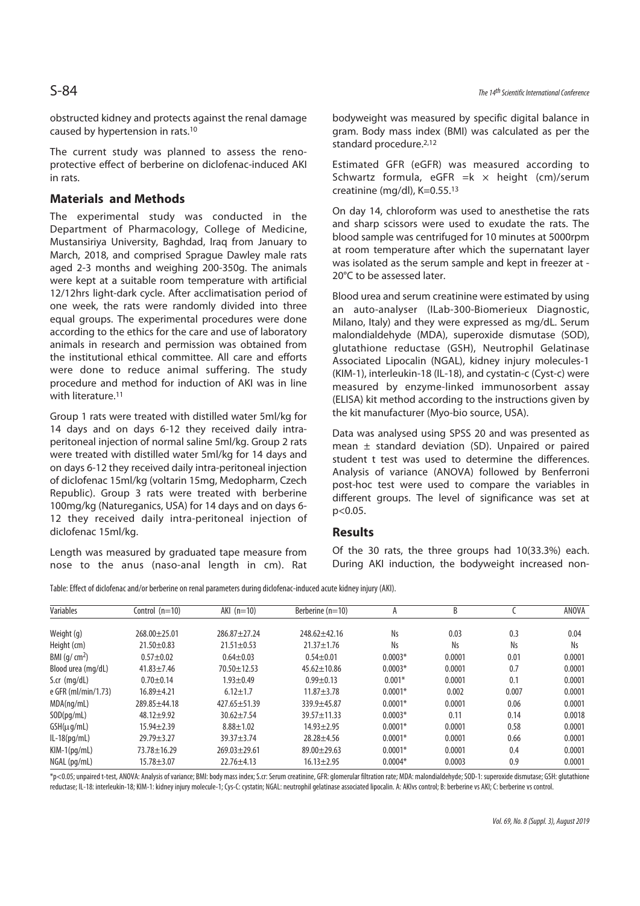obstructed kidney and protects against the renal damage caused by hypertension in rats.[10]

The current study was planned to assess the reno-protective effect of berberine on diclofenac-induced AKI in rats.

## Materials and Methods

The experimental study was conducted in the Department of Pharmacology, College of Medicine, Mustansiriya University, Baghdad, Iraq from January to March, 2018, and comprised Sprague Dawley male rats aged 2-3 months and weighing 200-350g. The animals were kept at a suitable room temperature with artificial 12/12hrs light-dark cycle. After acclimatisation period of one week, the rats were randomly divided into three equal groups. The experimental procedures were done according to the ethics for the care and use of laboratory animals in research and permission was obtained from the institutional ethical committee. All care and efforts were done to reduce animal suffering. The study procedure and method for induction of AKI was in line with literature.[11]

Group 1 rats were treated with distilled water 5ml/kg for 14 days and on days 6-12 they received daily intra-peritoneal injection of normal saline 5ml/kg. Group 2 rats were treated with distilled water 5ml/kg for 14 days and on days 6-12 they received daily intra-peritoneal injection of diclofenac 15ml/kg (voltarin 15mg, Medopharm, Czech Republic). Group 3 rats were treated with berberine 100mg/kg (Natureganics, USA) for 14 days and on days 6-12 they received daily intra-peritoneal injection of diclofenac 15ml/kg.

Length was measured by graduated tape measure from nose to the anus (naso-anal length in cm). Rat bodyweight was measured by specific digital balance in gram. Body mass index (BMI) was calculated as per the standard procedure.[2,12]

Estimated GFR (eGFR) was measured according to Schwartz formula, eGFR $= k \times$ height (cm)/serum creatinine (mg/dl), K=0.55.[13]

On day 14, chloroform was used to anesthetise the rats and sharp scissors were used to exudate the rats. The blood sample was centrifuged for 10 minutes at 5000rpm at room temperature after which the supernatant layer was isolated as the serum sample and kept in freezer at -20°C to be assessed later.

Blood urea and serum creatinine were estimated by using an auto-analyser (ILab-300-Biomerieux Diagnostic, Milano, Italy) and they were expressed as mg/dL. Serum malondialdehyde (MDA), superoxide dismutase (SOD), glutathione reductase (GSH), Neutrophil Gelatinase Associated Lipocalin (NGAL), kidney injury molecules-1 (KIM-1), interleukin-18 (IL-18), and cystatin-c (Cyst-c) were measured by enzyme-linked immunosorbent assay (ELISA) kit method according to the instructions given by the kit manufacturer (Myo-bio source, USA).

Data was analysed using SPSS 20 and was presented as mean ± standard deviation (SD). Unpaired or paired student t test was used to determine the differences. Analysis of variance (ANOVA) followed by Benferroni post-hoc test were used to compare the variables in different groups. The level of significance was set at $p<0.05$.

## Results

Of the 30 rats, the three groups had 10(33.3%) each. During AKI induction, the bodyweight increased non-

Table: Effect of diclofenac and/or berberine on renal parameters during diclofenac-induced acute kidney injury (AKI).

| Variables | Control (n=10) | AKI (n=10) | Berberine (n=10) | A | B | C | ANOVA |
|---|---|---|---|---|---|---|---|
| Weight (g) | 268.00±25.01 | 286.87±27.24 | 248.62±42.16 | Ns | 0.03 | 0.3 | 0.04 |
| Height (cm) | 21.50±0.83 | 21.51±0.53 | 21.37±1.76 | Ns | Ns | Ns | Ns |
| BMI (g/ cm$^2$) | 0.57±0.02 | 0.64±0.03 | 0.54±0.01 | 0.0003* | 0.0001 | 0.01 | 0.0001 |
| Blood urea (mg/dL) | 41.83±7.46 | 70.50±12.53 | 45.62±10.86 | 0.0003* | 0.0001 | 0.7 | 0.0001 |
| S.cr (mg/dL) | 0.70±0.14 | 1.93±0.49 | 0.99±0.13 | 0.001* | 0.0001 | 0.1 | 0.0001 |
| e GFR (ml/min/1.73) | 16.89±4.21 | 6.12±1.7 | 11.87±3.78 | 0.0001* | 0.002 | 0.007 | 0.0001 |
| MDA(ng/mL) | 289.85±44.18 | 427.65±51.39 | 339.9±45.87 | 0.0001* | 0.0001 | 0.06 | 0.0001 |
| SOD(pg/mL) | 48.12±9.92 | 30.62±7.54 | 39.57±11.33 | 0.0003* | 0.11 | 0.14 | 0.0018 |
| GSH(μg/mL) | 15.94±2.39 | 8.88±1.02 | 14.93±2.95 | 0.0001* | 0.0001 | 0.58 | 0.0001 |
| IL-18(pg/mL) | 29.79±3.27 | 39.37±3.74 | 28.28±4.56 | 0.0001* | 0.0001 | 0.66 | 0.0001 |
| KIM-1(pg/mL) | 73.78±16.29 | 269.03±29.61 | 89.00±29.63 | 0.0001* | 0.0001 | 0.4 | 0.0001 |
| NGAL (pg/mL) | 15.78±3.07 | 22.76±4.13 | 16.13±2.95 | 0.0004* | 0.0003 | 0.9 | 0.0001 |

*p<0.05; unpaired t-test, ANOVA: Analysis of variance; BMI: body mass index; S.cr: Serum creatinine, GFR: glomerular filtration rate; MDA: malondialdehyde; SOD-1: superoxide dismutase; GSH: glutathione reductase; IL-18: interleukin-18; KIM-1: kidney injury molecule-1; Cys-C: cystatin; NGAL: neutrophil gelatinase associated lipocalin. A: AKIvs control; B: berberine vs AKI; C: berberine vs control.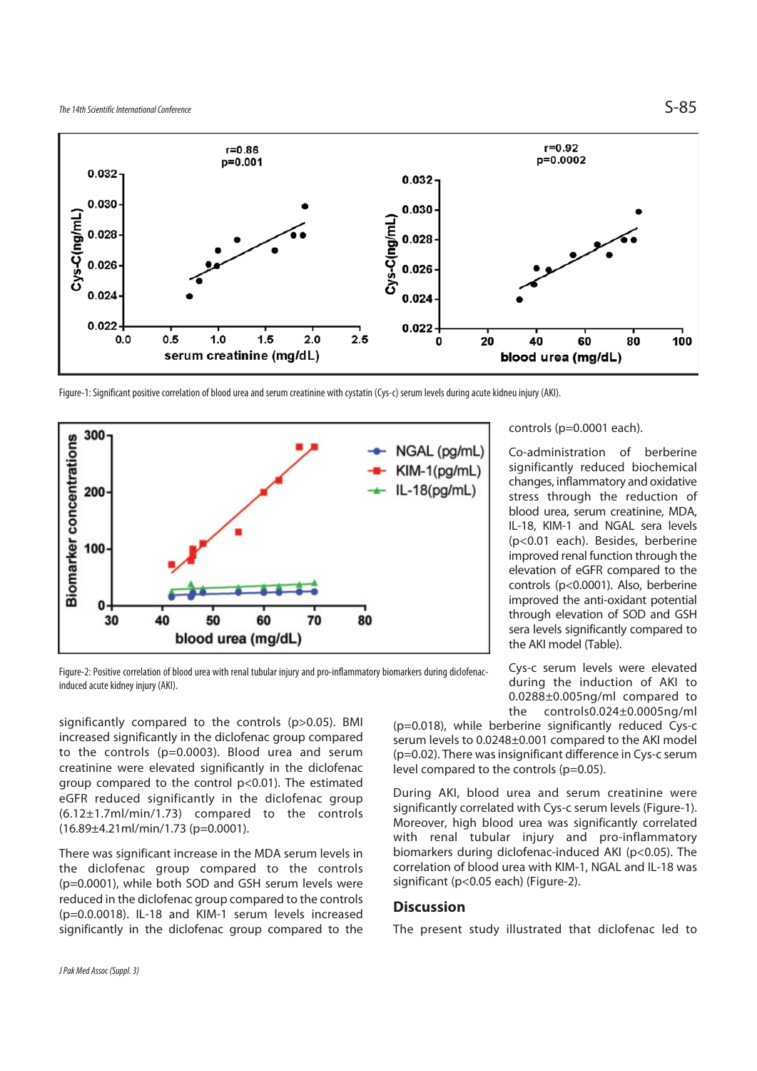Figure-1: Significant positive correlation of blood urea and serum creatinine with cystatin (Cys-c) serum levels during acute kidneu injury (AKI).

Figure-2: Positive correlation of blood urea with renal tubular injury and pro-inflammatory biomarkers during diclofenac-induced acute kidney injury (AKI).

significantly compared to the controls ($p>0.05$). BMI increased significantly in the diclofenac group compared to the controls ($p=0.0003$). Blood urea and serum creatinine were elevated significantly in the diclofenac group compared to the control $p<0.01$). The estimated eGFR reduced significantly in the diclofenac group (6.12±1.7ml/min/1.73) compared to the controls (16.89±4.21ml/min/1.73 ($p=0.0001$).

There was significant increase in the MDA serum levels in the diclofenac group compared to the controls ($p=0.0001$), while both SOD and GSH serum levels were reduced in the diclofenac group compared to the controls ($p=0.0.0018$). IL-18 and KIM-1 serum levels increased significantly in the diclofenac group compared to the controls ($p=0.0001$ each).

Co-administration of berberine significantly reduced biochemical changes, inflammatory and oxidative stress through the reduction of blood urea, serum creatinine, MDA, IL-18, KIM-1 and NGAL sera levels ($p<0.01$ each). Besides, berberine improved renal function through the elevation of eGFR compared to the controls ($p<0.0001$). Also, berberine improved the anti-oxidant potential through elevation of SOD and GSH sera levels significantly compared to the AKI model (Table).

Cys-c serum levels were elevated during the induction of AKI to 0.0288±0.005ng/ml compared to the controls0.024±0.0005ng/ml ($p=0.018$), while berberine significantly reduced Cys-c serum levels to 0.0248±0.001 compared to the AKI model ($p=0.02$). There was insignificant difference in Cys-c serum level compared to the controls ($p=0.05$).

During AKI, blood urea and serum creatinine were significantly correlated with Cys-c serum levels (Figure-1). Moreover, high blood urea was significantly correlated with renal tubular injury and pro-inflammatory biomarkers during diclofenac-induced AKI ($p<0.05$). The correlation of blood urea with KIM-1, NGAL and IL-18 was significant ($p<0.05$ each) (Figure-2).

## Discussion

The present study illustrated that diclofenac led to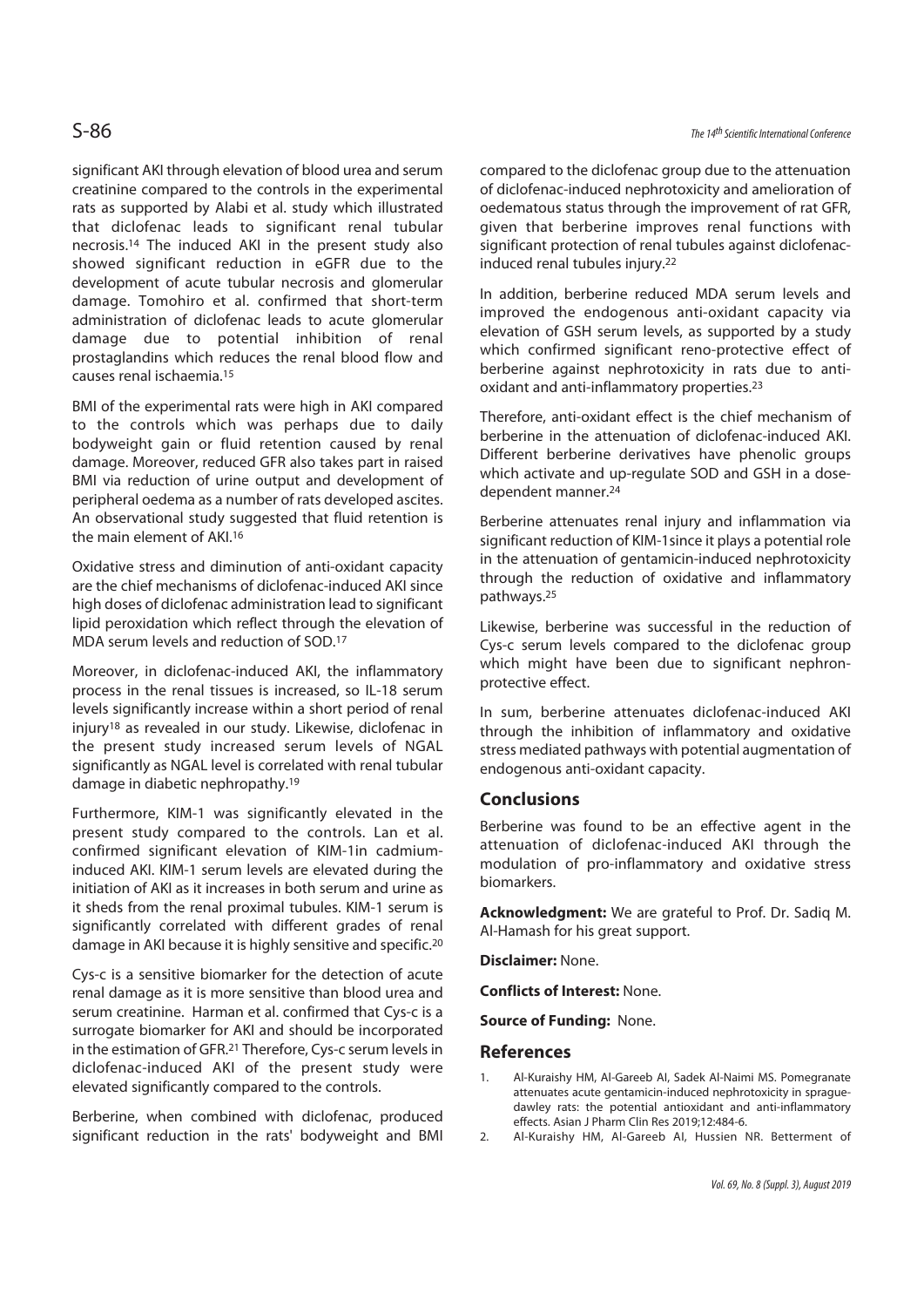significant AKI through elevation of blood urea and serum creatinine compared to the controls in the experimental rats as supported by Alabi et al. study which illustrated that diclofenac leads to significant renal tubular necrosis.[14] The induced AKI in the present study also showed significant reduction in eGFR due to the development of acute tubular necrosis and glomerular damage. Tomohiro et al. confirmed that short-term administration of diclofenac leads to acute glomerular damage due to potential inhibition of renal prostaglandins which reduces the renal blood flow and causes renal ischaemia.[15]

BMI of the experimental rats were high in AKI compared to the controls which was perhaps due to daily bodyweight gain or fluid retention caused by renal damage. Moreover, reduced GFR also takes part in raised BMI via reduction of urine output and development of peripheral oedema as a number of rats developed ascites. An observational study suggested that fluid retention is the main element of AKI.[16]

Oxidative stress and diminution of anti-oxidant capacity are the chief mechanisms of diclofenac-induced AKI since high doses of diclofenac administration lead to significant lipid peroxidation which reflect through the elevation of MDA serum levels and reduction of SOD.[17]

Moreover, in diclofenac-induced AKI, the inflammatory process in the renal tissues is increased, so IL-18 serum levels significantly increase within a short period of renal injury[18] as revealed in our study. Likewise, diclofenac in the present study increased serum levels of NGAL significantly as NGAL level is correlated with renal tubular damage in diabetic nephropathy.[19]

Furthermore, KIM-1 was significantly elevated in the present study compared to the controls. Lan et al. confirmed significant elevation of KIM-1in cadmium-induced AKI. KIM-1 serum levels are elevated during the initiation of AKI as it increases in both serum and urine as it sheds from the renal proximal tubules. KIM-1 serum is significantly correlated with different grades of renal damage in AKI because it is highly sensitive and specific.[20]

Cys-c is a sensitive biomarker for the detection of acute renal damage as it is more sensitive than blood urea and serum creatinine. Harman et al. confirmed that Cys-c is a surrogate biomarker for AKI and should be incorporated in the estimation of GFR.[21] Therefore, Cys-c serum levels in diclofenac-induced AKI of the present study were elevated significantly compared to the controls.

Berberine, when combined with diclofenac, produced significant reduction in the rats' bodyweight and BMI compared to the diclofenac group due to the attenuation of diclofenac-induced nephrotoxicity and amelioration of oedematous status through the improvement of rat GFR, given that berberine improves renal functions with significant protection of renal tubules against diclofenac-induced renal tubules injury.[22]

In addition, berberine reduced MDA serum levels and improved the endogenous anti-oxidant capacity via elevation of GSH serum levels, as supported by a study which confirmed significant reno-protective effect of berberine against nephrotoxicity in rats due to anti-oxidant and anti-inflammatory properties.[23]

Therefore, anti-oxidant effect is the chief mechanism of berberine in the attenuation of diclofenac-induced AKI. Different berberine derivatives have phenolic groups which activate and up-regulate SOD and GSH in a dose-dependent manner.[24]

Berberine attenuates renal injury and inflammation via significant reduction of KIM-1since it plays a potential role in the attenuation of gentamicin-induced nephrotoxicity through the reduction of oxidative and inflammatory pathways.[25]

Likewise, berberine was successful in the reduction of Cys-c serum levels compared to the diclofenac group which might have been due to significant nephron-protective effect.

In sum, berberine attenuates diclofenac-induced AKI through the inhibition of inflammatory and oxidative stress mediated pathways with potential augmentation of endogenous anti-oxidant capacity.

## Conclusions

Berberine was found to be an effective agent in the attenuation of diclofenac-induced AKI through the modulation of pro-inflammatory and oxidative stress biomarkers.

**Acknowledgment:** We are grateful to Prof. Dr. Sadiq M. Al-Hamash for his great support.

**Disclaimer:** None.

**Conflicts of Interest:** None.

**Source of Funding:** None.

## References

1. Al-Kuraishy HM, Al-Gareeb AI, Sadek Al-Naimi MS. Pomegranate attenuates acute gentamicin-induced nephrotoxicity in sprague-dawley rats: the potential antioxidant and anti-inflammatory effects. Asian J Pharm Clin Res 2019;12:484-6.
2. Al-Kuraishy HM, Al-Gareeb AI, Hussien NR. Betterment of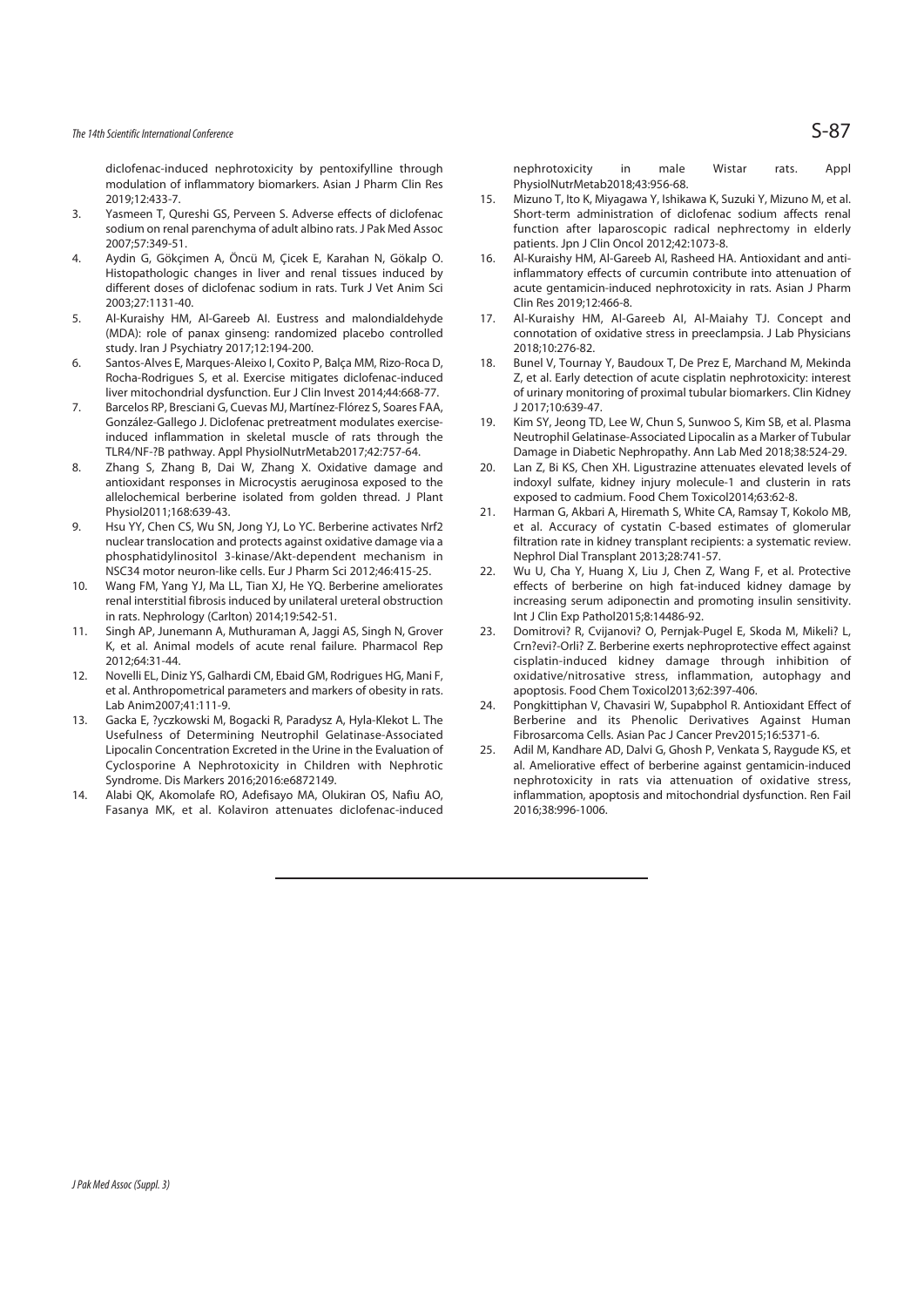diclofenac-induced nephrotoxicity by pentoxifylline through modulation of inflammatory biomarkers. Asian J Pharm Clin Res 2019;12:433-7.

3. Yasmeen T, Qureshi GS, Perveen S. Adverse effects of diclofenac sodium on renal parenchyma of adult albino rats. J Pak Med Assoc 2007;57:349-51.
4. Aydin G, Gökçimen A, Öncü M, Çicek E, Karahan N, Gökalp O. Histopathologic changes in liver and renal tissues induced by different doses of diclofenac sodium in rats. Turk J Vet Anim Sci 2003;27:1131-40.
5. Al-Kuraishy HM, Al-Gareeb AI. Eustress and malondialdehyde (MDA): role of panax ginseng: randomized placebo controlled study. Iran J Psychiatry 2017;12:194-200.
6. Santos-Alves E, Marques-Aleixo I, Coxito P, Balça MM, Rizo-Roca D, Rocha-Rodrigues S, et al. Exercise mitigates diclofenac-induced liver mitochondrial dysfunction. Eur J Clin Invest 2014;44:668-77.
7. Barcelos RP, Bresciani G, Cuevas MJ, Martínez-Flórez S, Soares FAA, González-Gallego J. Diclofenac pretreatment modulates exercise-induced inflammation in skeletal muscle of rats through the TLR4/NF-?B pathway. Appl PhysiolNutrMetab2017;42:757-64.
8. Zhang S, Zhang B, Dai W, Zhang X. Oxidative damage and antioxidant responses in Microcystis aeruginosa exposed to the allelochemical berberine isolated from golden thread. J Plant Physiol2011;168:639-43.
9. Hsu YY, Chen CS, Wu SN, Jong YJ, Lo YC. Berberine activates Nrf2 nuclear translocation and protects against oxidative damage via a phosphatidylinositol 3-kinase/Akt-dependent mechanism in NSC34 motor neuron-like cells. Eur J Pharm Sci 2012;46:415-25.
10. Wang FM, Yang YJ, Ma LL, Tian XJ, He YQ. Berberine ameliorates renal interstitial fibrosis induced by unilateral ureteral obstruction in rats. Nephrology (Carlton) 2014;19:542-51.
11. Singh AP, Junemann A, Muthuraman A, Jaggi AS, Singh N, Grover K, et al. Animal models of acute renal failure. Pharmacol Rep 2012;64:31-44.
12. Novelli EL, Diniz YS, Galhardi CM, Ebaid GM, Rodrigues HG, Mani F, et al. Anthropometrical parameters and markers of obesity in rats. Lab Anim2007;41:111-9.
13. Gacka E, ?yczkowski M, Bogacki R, Paradysz A, Hyla-Klekot L. The Usefulness of Determining Neutrophil Gelatinase-Associated Lipocalin Concentration Excreted in the Urine in the Evaluation of Cyclosporine A Nephrotoxicity in Children with Nephrotic Syndrome. Dis Markers 2016;2016:e6872149.
14. Alabi QK, Akomolafe RO, Adefisayo MA, Olukiran OS, Nafiu AO, Fasanya MK, et al. Kolaviron attenuates diclofenac-induced nephrotoxicity in male Wistar rats. Appl PhysiolNutrMetab2018;43:956-68.
15. Mizuno T, Ito K, Miyagawa Y, Ishikawa K, Suzuki Y, Mizuno M, et al. Short-term administration of diclofenac sodium affects renal function after laparoscopic radical nephrectomy in elderly patients. Jpn J Clin Oncol 2012;42:1073-8.
16. Al-Kuraishy HM, Al-Gareeb AI, Rasheed HA. Antioxidant and anti-inflammatory effects of curcumin contribute into attenuation of acute gentamicin-induced nephrotoxicity in rats. Asian J Pharm Clin Res 2019;12:466-8.
17. Al-Kuraishy HM, Al-Gareeb AI, Al-Maiahy TJ. Concept and connotation of oxidative stress in preeclampsia. J Lab Physicians 2018;10:276-82.
18. Bunel V, Tournay Y, Baudoux T, De Prez E, Marchand M, Mekinda Z, et al. Early detection of acute cisplatin nephrotoxicity: interest of urinary monitoring of proximal tubular biomarkers. Clin Kidney J 2017;10:639-47.
19. Kim SY, Jeong TD, Lee W, Chun S, Sunwoo S, Kim SB, et al. Plasma Neutrophil Gelatinase-Associated Lipocalin as a Marker of Tubular Damage in Diabetic Nephropathy. Ann Lab Med 2018;38:524-29.
20. Lan Z, Bi KS, Chen XH. Ligustrazine attenuates elevated levels of indoxyl sulfate, kidney injury molecule-1 and clusterin in rats exposed to cadmium. Food Chem Toxicol2014;63:62-8.
21. Harman G, Akbari A, Hiremath S, White CA, Ramsay T, Kokolo MB, et al. Accuracy of cystatin C-based estimates of glomerular filtration rate in kidney transplant recipients: a systematic review. Nephrol Dial Transplant 2013;28:741-57.
22. Wu U, Cha Y, Huang X, Liu J, Chen Z, Wang F, et al. Protective effects of berberine on high fat-induced kidney damage by increasing serum adiponectin and promoting insulin sensitivity. Int J Clin Exp Pathol2015;8:14486-92.
23. Domitrovi? R, Cvijanovi? O, Pernjak-Pugel E, Skoda M, Mikeli? L, Crn?evi?-Orli? Z. Berberine exerts nephroprotective effect against cisplatin-induced kidney damage through inhibition of oxidative/nitrosative stress, inflammation, autophagy and apoptosis. Food Chem Toxicol2013;62:397-406.
24. Pongkittiphan V, Chavasiri W, Supabphol R. Antioxidant Effect of Berberine and its Phenolic Derivatives Against Human Fibrosarcoma Cells. Asian Pac J Cancer Prev2015;16:5371-6.
25. Adil M, Kandhare AD, Dalvi G, Ghosh P, Venkata S, Raygude KS, et al. Ameliorative effect of berberine against gentamicin-induced nephrotoxicity in rats via attenuation of oxidative stress, inflammation, apoptosis and mitochondrial dysfunction. Ren Fail 2016;38:996-1006.